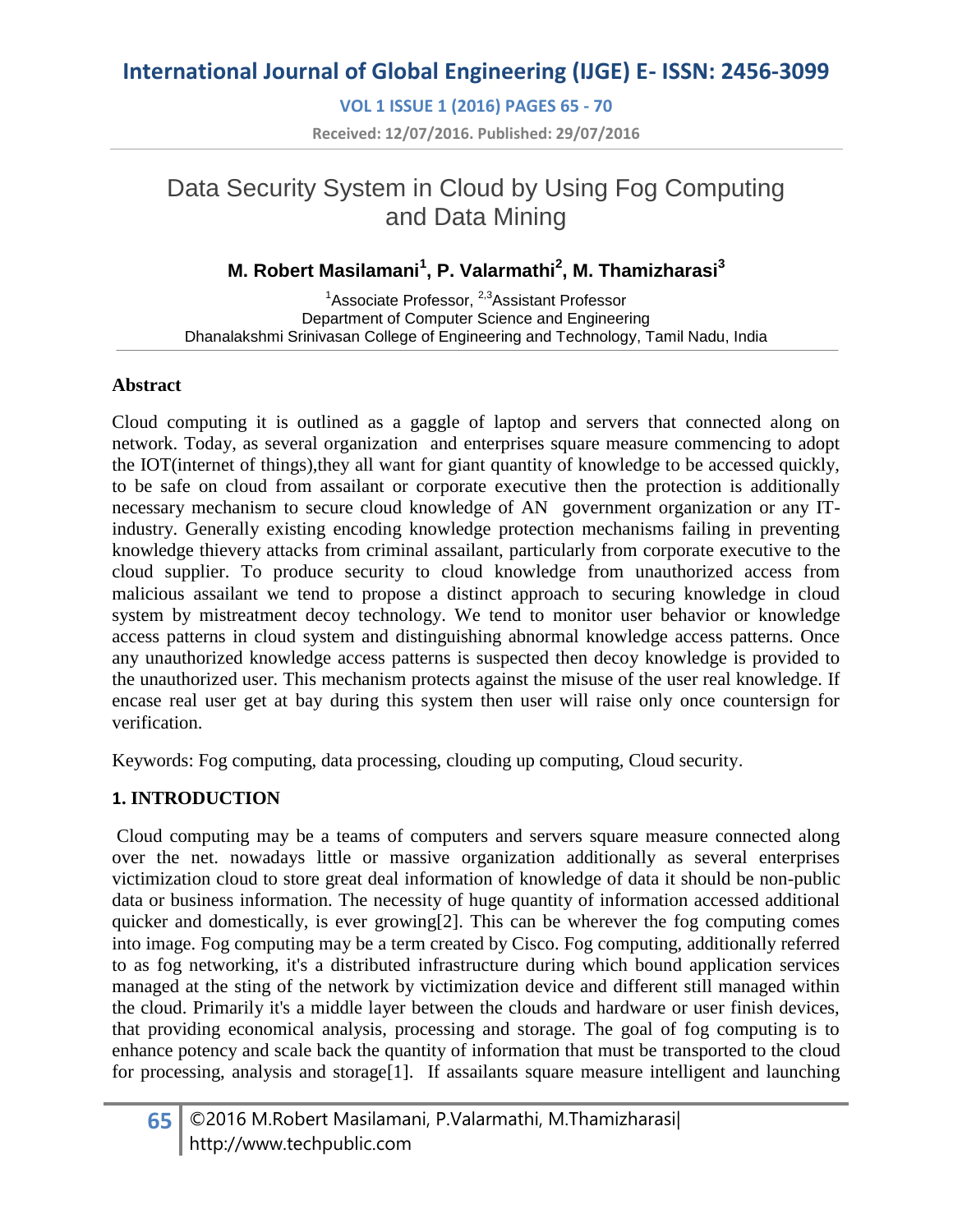# Data Security System in Cloud by Using Fog Computing and Data Mining

**M. Robert Masilamani[1], P. Valarmathi[2], M. Thamizharasi[3]**

[1]Associate Professor, [2,3]Assistant Professor
Department of Computer Science and Engineering
Dhanalakshmi Srinivasan College of Engineering and Technology, Tamil Nadu, India

## Abstract

Cloud computing it is outlined as a gaggle of laptop and servers that connected along on network. Today, as several organization and enterprises square measure commencing to adopt the IOT(internet of things),they all want for giant quantity of knowledge to be accessed quickly, to be safe on cloud from assailant or corporate executive then the protection is additionally necessary mechanism to secure cloud knowledge of AN government organization or any IT-industry. Generally existing encoding knowledge protection mechanisms failing in preventing knowledge thievery attacks from criminal assailant, particularly from corporate executive to the cloud supplier. To produce security to cloud knowledge from unauthorized access from malicious assailant we tend to propose a distinct approach to securing knowledge in cloud system by mistreatment decoy technology. We tend to monitor user behavior or knowledge access patterns in cloud system and distinguishing abnormal knowledge access patterns. Once any unauthorized knowledge access patterns is suspected then decoy knowledge is provided to the unauthorized user. This mechanism protects against the misuse of the user real knowledge. If encase real user get at bay during this system then user will raise only once countersign for verification.

Keywords: Fog computing, data processing, clouding up computing, Cloud security.

## 1. INTRODUCTION

Cloud computing may be a teams of computers and servers square measure connected along over the net. nowadays little or massive organization additionally as several enterprises victimization cloud to store great deal information of knowledge of data it should be non-public data or business information. The necessity of huge quantity of information accessed additional quicker and domestically, is ever growing[2]. This can be wherever the fog computing comes into image. Fog computing may be a term created by Cisco. Fog computing, additionally referred to as fog networking, it's a distributed infrastructure during which bound application services managed at the sting of the network by victimization device and different still managed within the cloud. Primarily it's a middle layer between the clouds and hardware or user finish devices, that providing economical analysis, processing and storage. The goal of fog computing is to enhance potency and scale back the quantity of information that must be transported to the cloud for processing, analysis and storage[1]. If assailants square measure intelligent and launching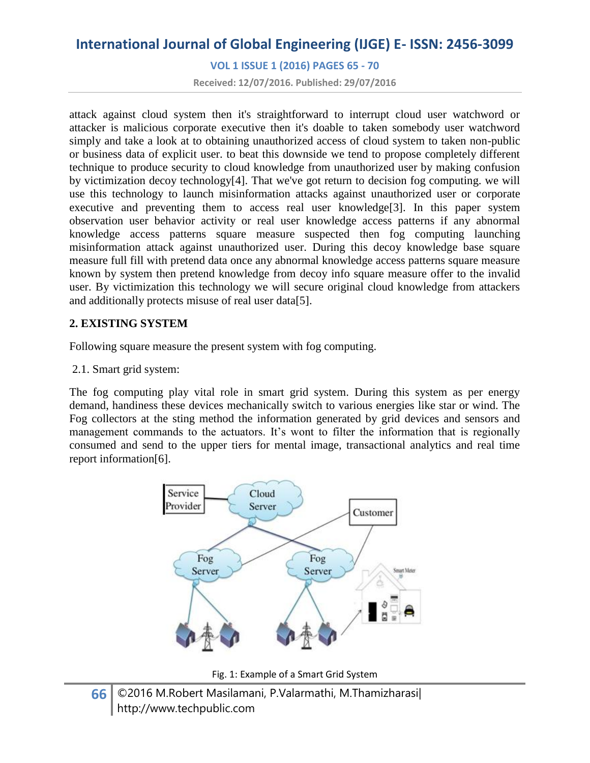attack against cloud system then it's straightforward to interrupt cloud user watchword or attacker is malicious corporate executive then it's doable to taken somebody user watchword simply and take a look at to obtaining unauthorized access of cloud system to taken non-public or business data of explicit user. to beat this downside we tend to propose completely different technique to produce security to cloud knowledge from unauthorized user by making confusion by victimization decoy technology[4]. That we've got return to decision fog computing. we will use this technology to launch misinformation attacks against unauthorized user or corporate executive and preventing them to access real user knowledge[3]. In this paper system observation user behavior activity or real user knowledge access patterns if any abnormal knowledge access patterns square measure suspected then fog computing launching misinformation attack against unauthorized user. During this decoy knowledge base square measure full fill with pretend data once any abnormal knowledge access patterns square measure known by system then pretend knowledge from decoy info square measure offer to the invalid user. By victimization this technology we will secure original cloud knowledge from attackers and additionally protects misuse of real user data[5].

## 2. EXISTING SYSTEM

Following square measure the present system with fog computing.

2.1. Smart grid system:

The fog computing play vital role in smart grid system. During this system as per energy demand, handiness these devices mechanically switch to various energies like star or wind. The Fog collectors at the sting method the information generated by grid devices and sensors and management commands to the actuators. It's wont to filter the information that is regionally consumed and send to the upper tiers for mental image, transactional analytics and real time report information[6].

Fig. 1: Example of a Smart Grid System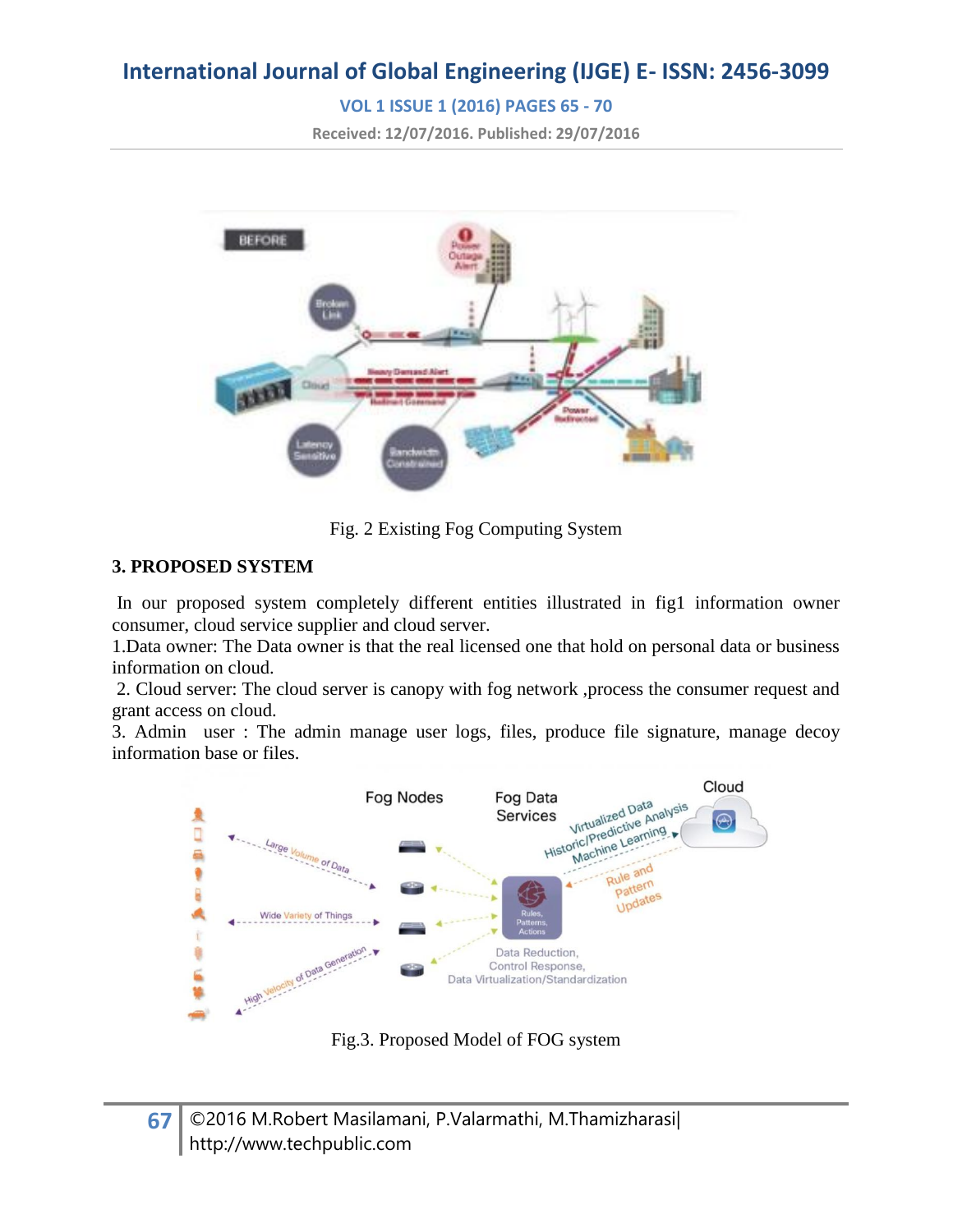Fig. 2 Existing Fog Computing System

## 3. PROPOSED SYSTEM

In our proposed system completely different entities illustrated in fig1 information owner consumer, cloud service supplier and cloud server.

1.Data owner: The Data owner is that the real licensed one that hold on personal data or business information on cloud.

2. Cloud server: The cloud server is canopy with fog network ,process the consumer request and grant access on cloud.

3. Admin user : The admin manage user logs, files, produce file signature, manage decoy information base or files.

Fig.3. Proposed Model of FOG system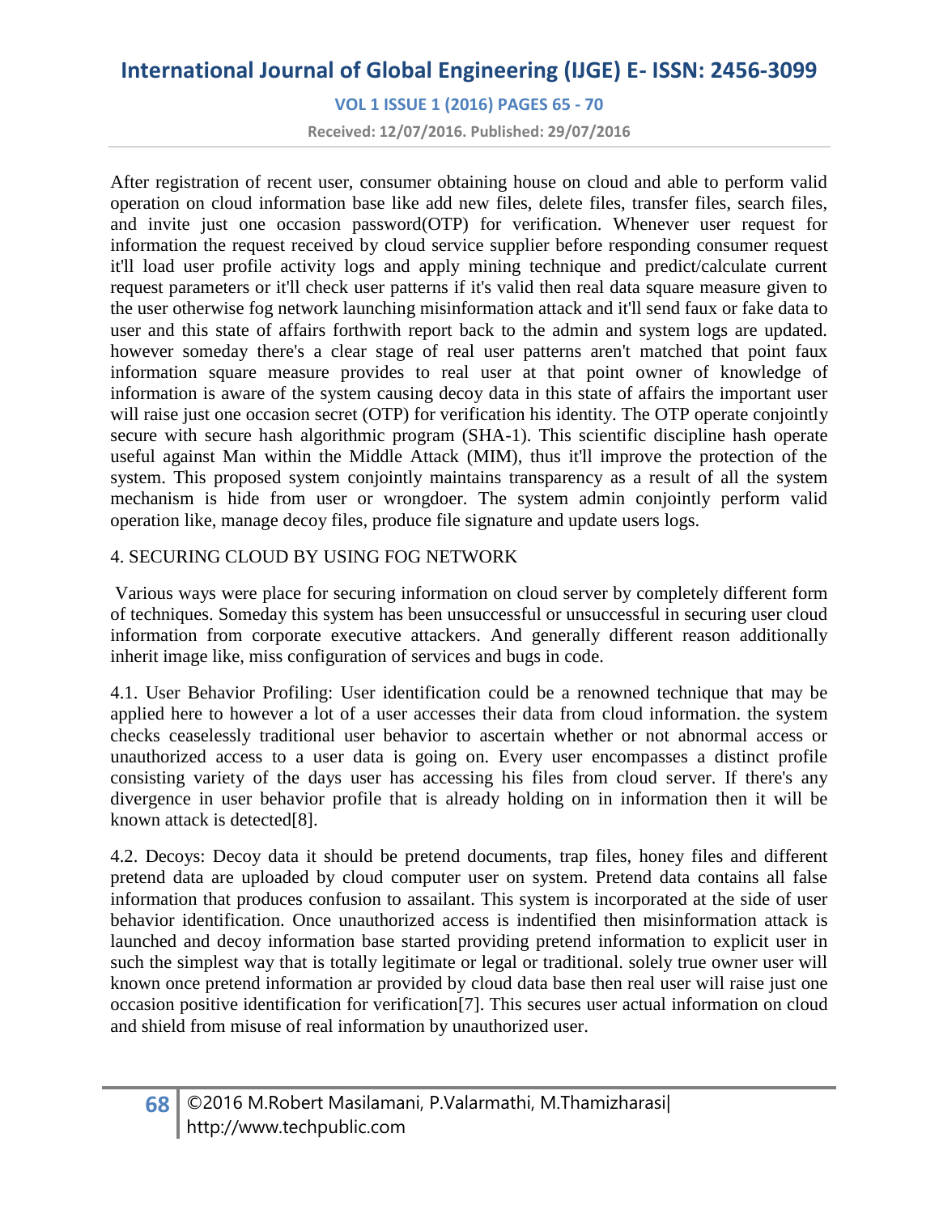After registration of recent user, consumer obtaining house on cloud and able to perform valid operation on cloud information base like add new files, delete files, transfer files, search files, and invite just one occasion password(OTP) for verification. Whenever user request for information the request received by cloud service supplier before responding consumer request it'll load user profile activity logs and apply mining technique and predict/calculate current request parameters or it'll check user patterns if it's valid then real data square measure given to the user otherwise fog network launching misinformation attack and it'll send faux or fake data to user and this state of affairs forthwith report back to the admin and system logs are updated. however someday there's a clear stage of real user patterns aren't matched that point faux information square measure provides to real user at that point owner of knowledge of information is aware of the system causing decoy data in this state of affairs the important user will raise just one occasion secret (OTP) for verification his identity. The OTP operate conjointly secure with secure hash algorithmic program (SHA-1). This scientific discipline hash operate useful against Man within the Middle Attack (MIM), thus it'll improve the protection of the system. This proposed system conjointly maintains transparency as a result of all the system mechanism is hide from user or wrongdoer. The system admin conjointly perform valid operation like, manage decoy files, produce file signature and update users logs.

## 4. SECURING CLOUD BY USING FOG NETWORK

Various ways were place for securing information on cloud server by completely different form of techniques. Someday this system has been unsuccessful or unsuccessful in securing user cloud information from corporate executive attackers. And generally different reason additionally inherit image like, miss configuration of services and bugs in code.

4.1. User Behavior Profiling: User identification could be a renowned technique that may be applied here to however a lot of a user accesses their data from cloud information. the system checks ceaselessly traditional user behavior to ascertain whether or not abnormal access or unauthorized access to a user data is going on. Every user encompasses a distinct profile consisting variety of the days user has accessing his files from cloud server. If there's any divergence in user behavior profile that is already holding on in information then it will be known attack is detected[8].

4.2. Decoys: Decoy data it should be pretend documents, trap files, honey files and different pretend data are uploaded by cloud computer user on system. Pretend data contains all false information that produces confusion to assailant. This system is incorporated at the side of user behavior identification. Once unauthorized access is indentified then misinformation attack is launched and decoy information base started providing pretend information to explicit user in such the simplest way that is totally legitimate or legal or traditional. solely true owner user will known once pretend information ar provided by cloud data base then real user will raise just one occasion positive identification for verification[7]. This secures user actual information on cloud and shield from misuse of real information by unauthorized user.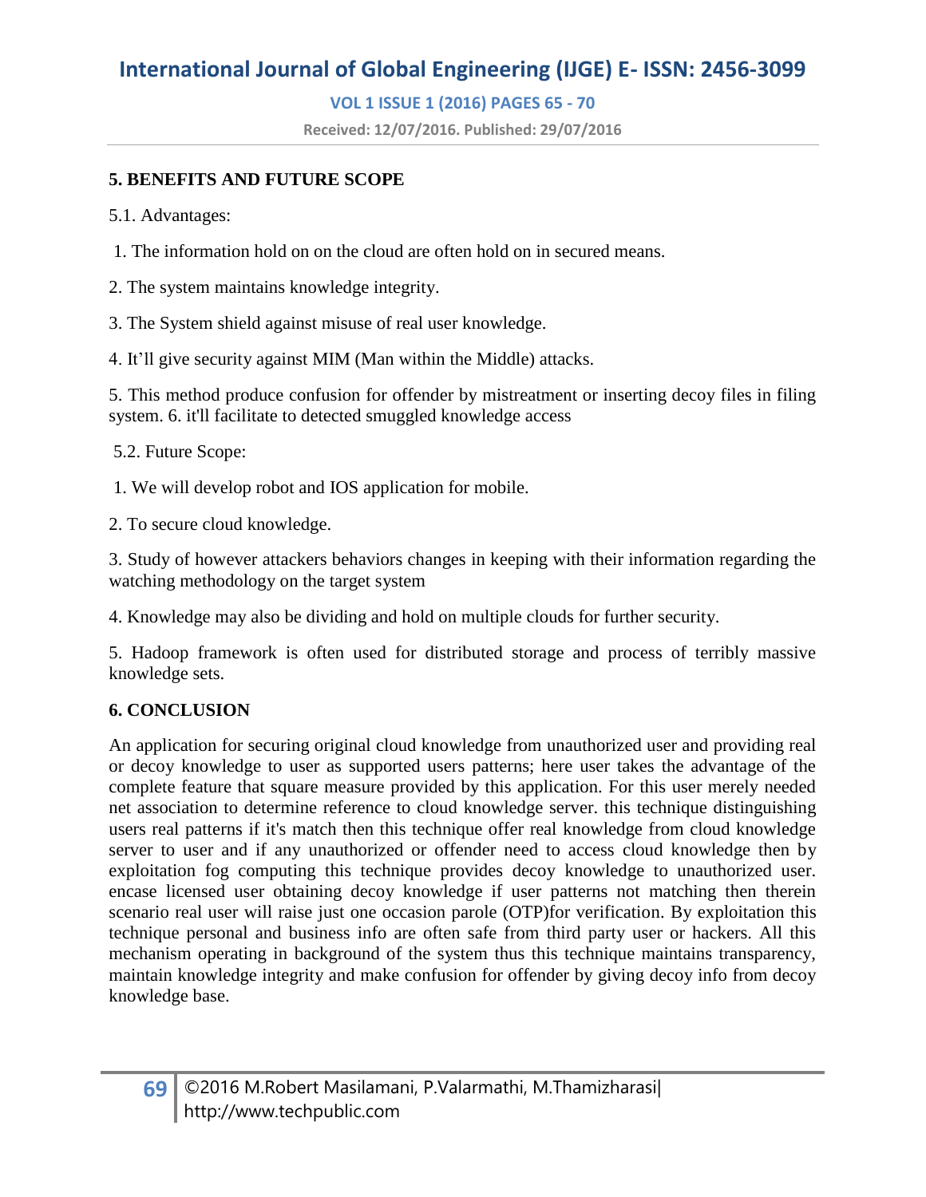## 5. BENEFITS AND FUTURE SCOPE

5.1. Advantages:

1. The information hold on on the cloud are often hold on in secured means.

2. The system maintains knowledge integrity.

3. The System shield against misuse of real user knowledge.

4. It'll give security against MIM (Man within the Middle) attacks.

5. This method produce confusion for offender by mistreatment or inserting decoy files in filing system. 6. it'll facilitate to detected smuggled knowledge access

5.2. Future Scope:

1. We will develop robot and IOS application for mobile.

2. To secure cloud knowledge.

3. Study of however attackers behaviors changes in keeping with their information regarding the watching methodology on the target system

4. Knowledge may also be dividing and hold on multiple clouds for further security.

5. Hadoop framework is often used for distributed storage and process of terribly massive knowledge sets.

## 6. CONCLUSION

An application for securing original cloud knowledge from unauthorized user and providing real or decoy knowledge to user as supported users patterns; here user takes the advantage of the complete feature that square measure provided by this application. For this user merely needed net association to determine reference to cloud knowledge server. this technique distinguishing users real patterns if it's match then this technique offer real knowledge from cloud knowledge server to user and if any unauthorized or offender need to access cloud knowledge then by exploitation fog computing this technique provides decoy knowledge to unauthorized user. encase licensed user obtaining decoy knowledge if user patterns not matching then therein scenario real user will raise just one occasion parole (OTP)for verification. By exploitation this technique personal and business info are often safe from third party user or hackers. All this mechanism operating in background of the system thus this technique maintains transparency, maintain knowledge integrity and make confusion for offender by giving decoy info from decoy knowledge base.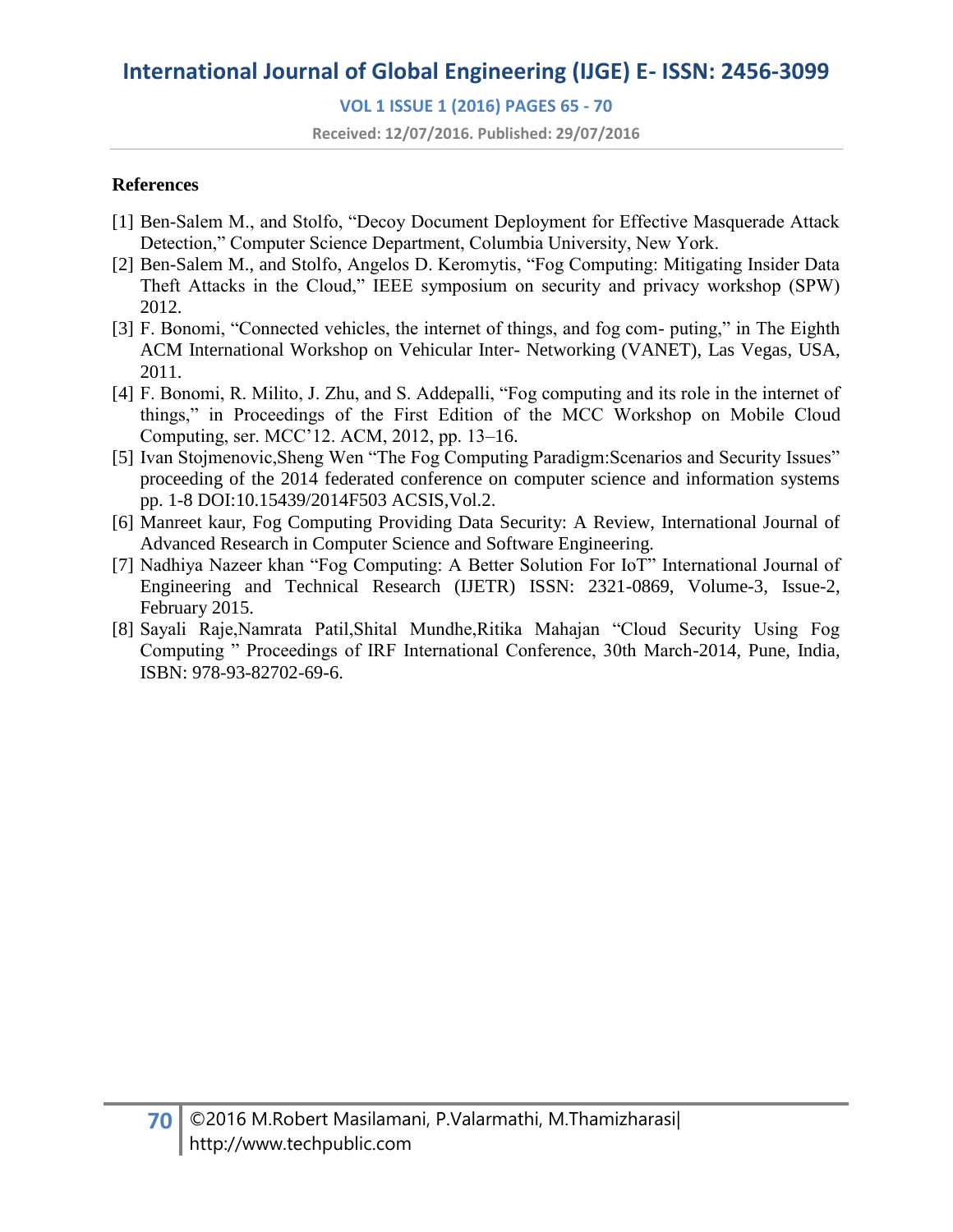**References**

[1] Ben-Salem M., and Stolfo, "Decoy Document Deployment for Effective Masquerade Attack Detection," Computer Science Department, Columbia University, New York.

[2] Ben-Salem M., and Stolfo, Angelos D. Keromytis, "Fog Computing: Mitigating Insider Data Theft Attacks in the Cloud," IEEE symposium on security and privacy workshop (SPW) 2012.

[3] F. Bonomi, "Connected vehicles, the internet of things, and fog com- puting," in The Eighth ACM International Workshop on Vehicular Inter- Networking (VANET), Las Vegas, USA, 2011.

[4] F. Bonomi, R. Milito, J. Zhu, and S. Addepalli, "Fog computing and its role in the internet of things," in Proceedings of the First Edition of the MCC Workshop on Mobile Cloud Computing, ser. MCC'12. ACM, 2012, pp. 13–16.

[5] Ivan Stojmenovic,Sheng Wen "The Fog Computing Paradigm:Scenarios and Security Issues" proceeding of the 2014 federated conference on computer science and information systems pp. 1-8 DOI:10.15439/2014F503 ACSIS,Vol.2.

[6] Manreet kaur, Fog Computing Providing Data Security: A Review, International Journal of Advanced Research in Computer Science and Software Engineering.

[7] Nadhiya Nazeer khan "Fog Computing: A Better Solution For IoT" International Journal of Engineering and Technical Research (IJETR) ISSN: 2321-0869, Volume-3, Issue-2, February 2015.

[8] Sayali Raje,Namrata Patil,Shital Mundhe,Ritika Mahajan "Cloud Security Using Fog Computing " Proceedings of IRF International Conference, 30th March-2014, Pune, India, ISBN: 978-93-82702-69-6.